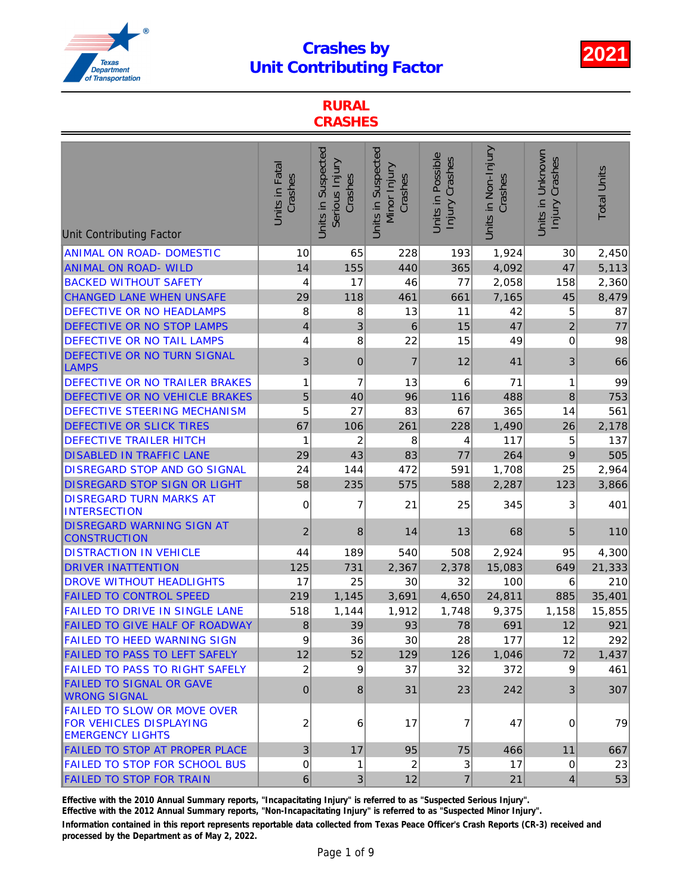# Crashes by Unit Contributing Factor

**2021**

## RURAL CRASHES

| Unit Contributing Factor | Units in Fatal Crashes | Units in Suspected Serious Injury Crashes | Units in Suspected Minor Injury Crashes | Units in Possible Injury Crashes | Units in Non-Injury Crashes | Units in Unknown Injury Crashes | Total Units |
|---|---|---|---|---|---|---|---|
| ANIMAL ON ROAD- DOMESTIC | 10 | 65 | 228 | 193 | 1,924 | 30 | 2,450 |
| ANIMAL ON ROAD- WILD | 14 | 155 | 440 | 365 | 4,092 | 47 | 5,113 |
| BACKED WITHOUT SAFETY | 4 | 17 | 46 | 77 | 2,058 | 158 | 2,360 |
| CHANGED LANE WHEN UNSAFE | 29 | 118 | 461 | 661 | 7,165 | 45 | 8,479 |
| DEFECTIVE OR NO HEADLAMPS | 8 | 8 | 13 | 11 | 42 | 5 | 87 |
| DEFECTIVE OR NO STOP LAMPS | 4 | 3 | 6 | 15 | 47 | 2 | 77 |
| DEFECTIVE OR NO TAIL LAMPS | 4 | 8 | 22 | 15 | 49 | 0 | 98 |
| DEFECTIVE OR NO TURN SIGNAL LAMPS | 3 | 0 | 7 | 12 | 41 | 3 | 66 |
| DEFECTIVE OR NO TRAILER BRAKES | 1 | 7 | 13 | 6 | 71 | 1 | 99 |
| DEFECTIVE OR NO VEHICLE BRAKES | 5 | 40 | 96 | 116 | 488 | 8 | 753 |
| DEFECTIVE STEERING MECHANISM | 5 | 27 | 83 | 67 | 365 | 14 | 561 |
| DEFECTIVE OR SLICK TIRES | 67 | 106 | 261 | 228 | 1,490 | 26 | 2,178 |
| DEFECTIVE TRAILER HITCH | 1 | 2 | 8 | 4 | 117 | 5 | 137 |
| DISABLED IN TRAFFIC LANE | 29 | 43 | 83 | 77 | 264 | 9 | 505 |
| DISREGARD STOP AND GO SIGNAL | 24 | 144 | 472 | 591 | 1,708 | 25 | 2,964 |
| DISREGARD STOP SIGN OR LIGHT | 58 | 235 | 575 | 588 | 2,287 | 123 | 3,866 |
| DISREGARD TURN MARKS AT INTERSECTION | 0 | 7 | 21 | 25 | 345 | 3 | 401 |
| DISREGARD WARNING SIGN AT CONSTRUCTION | 2 | 8 | 14 | 13 | 68 | 5 | 110 |
| DISTRACTION IN VEHICLE | 44 | 189 | 540 | 508 | 2,924 | 95 | 4,300 |
| DRIVER INATTENTION | 125 | 731 | 2,367 | 2,378 | 15,083 | 649 | 21,333 |
| DROVE WITHOUT HEADLIGHTS | 17 | 25 | 30 | 32 | 100 | 6 | 210 |
| FAILED TO CONTROL SPEED | 219 | 1,145 | 3,691 | 4,650 | 24,811 | 885 | 35,401 |
| FAILED TO DRIVE IN SINGLE LANE | 518 | 1,144 | 1,912 | 1,748 | 9,375 | 1,158 | 15,855 |
| FAILED TO GIVE HALF OF ROADWAY | 8 | 39 | 93 | 78 | 691 | 12 | 921 |
| FAILED TO HEED WARNING SIGN | 9 | 36 | 30 | 28 | 177 | 12 | 292 |
| FAILED TO PASS TO LEFT SAFELY | 12 | 52 | 129 | 126 | 1,046 | 72 | 1,437 |
| FAILED TO PASS TO RIGHT SAFELY | 2 | 9 | 37 | 32 | 372 | 9 | 461 |
| FAILED TO SIGNAL OR GAVE WRONG SIGNAL | 0 | 8 | 31 | 23 | 242 | 3 | 307 |
| FAILED TO SLOW OR MOVE OVER FOR VEHICLES DISPLAYING EMERGENCY LIGHTS | 2 | 6 | 17 | 7 | 47 | 0 | 79 |
| FAILED TO STOP AT PROPER PLACE | 3 | 17 | 95 | 75 | 466 | 11 | 667 |
| FAILED TO STOP FOR SCHOOL BUS | 0 | 1 | 2 | 3 | 17 | 0 | 23 |
| FAILED TO STOP FOR TRAIN | 6 | 3 | 12 | 7 | 21 | 4 | 53 |

**Effective with the 2010 Annual Summary reports, "Incapacitating Injury" is referred to as "Suspected Serious Injury".**

**Effective with the 2012 Annual Summary reports, "Non-Incapacitating Injury" is referred to as "Suspected Minor Injury".**

**Information contained in this report represents reportable data collected from Texas Peace Officer's Crash Reports (CR-3) received and processed by the Department as of May 2, 2022.**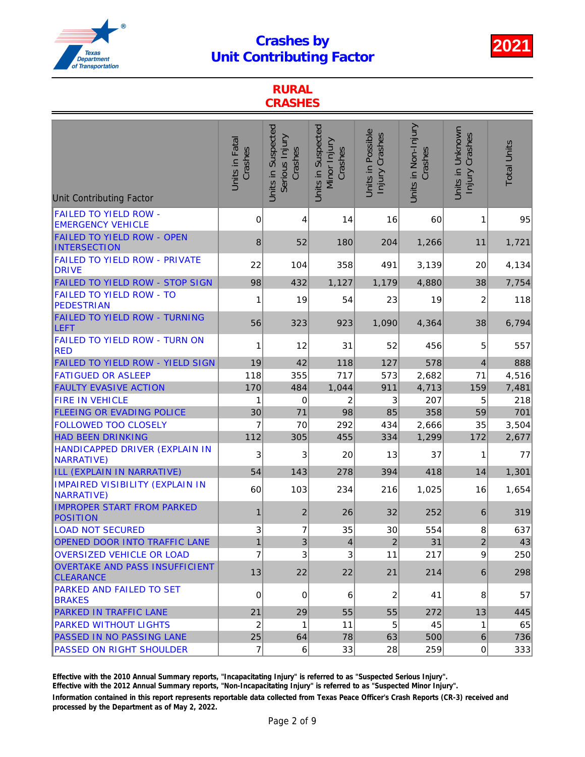# Crashes by Unit Contributing Factor

**2021**

## RURAL CRASHES

| Unit Contributing Factor | Units in Fatal Crashes | Units in Suspected Serious Injury Crashes | Units in Suspected Minor Injury Crashes | Units in Possible Injury Crashes | Units in Non-Injury Crashes | Units in Unknown Injury Crashes | Total Units |
|---|---|---|---|---|---|---|---|
| FAILED TO YIELD ROW - EMERGENCY VEHICLE | 0 | 4 | 14 | 16 | 60 | 1 | 95 |
| FAILED TO YIELD ROW - OPEN INTERSECTION | 8 | 52 | 180 | 204 | 1,266 | 11 | 1,721 |
| FAILED TO YIELD ROW - PRIVATE DRIVE | 22 | 104 | 358 | 491 | 3,139 | 20 | 4,134 |
| FAILED TO YIELD ROW - STOP SIGN | 98 | 432 | 1,127 | 1,179 | 4,880 | 38 | 7,754 |
| FAILED TO YIELD ROW - TO PEDESTRIAN | 1 | 19 | 54 | 23 | 19 | 2 | 118 |
| FAILED TO YIELD ROW - TURNING LEFT | 56 | 323 | 923 | 1,090 | 4,364 | 38 | 6,794 |
| FAILED TO YIELD ROW - TURN ON RED | 1 | 12 | 31 | 52 | 456 | 5 | 557 |
| FAILED TO YIELD ROW - YIELD SIGN | 19 | 42 | 118 | 127 | 578 | 4 | 888 |
| FATIGUED OR ASLEEP | 118 | 355 | 717 | 573 | 2,682 | 71 | 4,516 |
| FAULTY EVASIVE ACTION | 170 | 484 | 1,044 | 911 | 4,713 | 159 | 7,481 |
| FIRE IN VEHICLE | 1 | 0 | 2 | 3 | 207 | 5 | 218 |
| FLEEING OR EVADING POLICE | 30 | 71 | 98 | 85 | 358 | 59 | 701 |
| FOLLOWED TOO CLOSELY | 7 | 70 | 292 | 434 | 2,666 | 35 | 3,504 |
| HAD BEEN DRINKING | 112 | 305 | 455 | 334 | 1,299 | 172 | 2,677 |
| HANDICAPPED DRIVER (EXPLAIN IN NARRATIVE) | 3 | 3 | 20 | 13 | 37 | 1 | 77 |
| ILL (EXPLAIN IN NARRATIVE) | 54 | 143 | 278 | 394 | 418 | 14 | 1,301 |
| IMPAIRED VISIBILITY (EXPLAIN IN NARRATIVE) | 60 | 103 | 234 | 216 | 1,025 | 16 | 1,654 |
| IMPROPER START FROM PARKED POSITION | 1 | 2 | 26 | 32 | 252 | 6 | 319 |
| LOAD NOT SECURED | 3 | 7 | 35 | 30 | 554 | 8 | 637 |
| OPENED DOOR INTO TRAFFIC LANE | 1 | 3 | 4 | 2 | 31 | 2 | 43 |
| OVERSIZED VEHICLE OR LOAD | 7 | 3 | 3 | 11 | 217 | 9 | 250 |
| OVERTAKE AND PASS INSUFFICIENT CLEARANCE | 13 | 22 | 22 | 21 | 214 | 6 | 298 |
| PARKED AND FAILED TO SET BRAKES | 0 | 0 | 6 | 2 | 41 | 8 | 57 |
| PARKED IN TRAFFIC LANE | 21 | 29 | 55 | 55 | 272 | 13 | 445 |
| PARKED WITHOUT LIGHTS | 2 | 1 | 11 | 5 | 45 | 1 | 65 |
| PASSED IN NO PASSING LANE | 25 | 64 | 78 | 63 | 500 | 6 | 736 |
| PASSED ON RIGHT SHOULDER | 7 | 6 | 33 | 28 | 259 | 0 | 333 |

**Effective with the 2010 Annual Summary reports, "Incapacitating Injury" is referred to as "Suspected Serious Injury".**

**Effective with the 2012 Annual Summary reports, "Non-Incapacitating Injury" is referred to as "Suspected Minor Injury".**

**Information contained in this report represents reportable data collected from Texas Peace Officer's Crash Reports (CR-3) received and processed by the Department as of May 2, 2022.**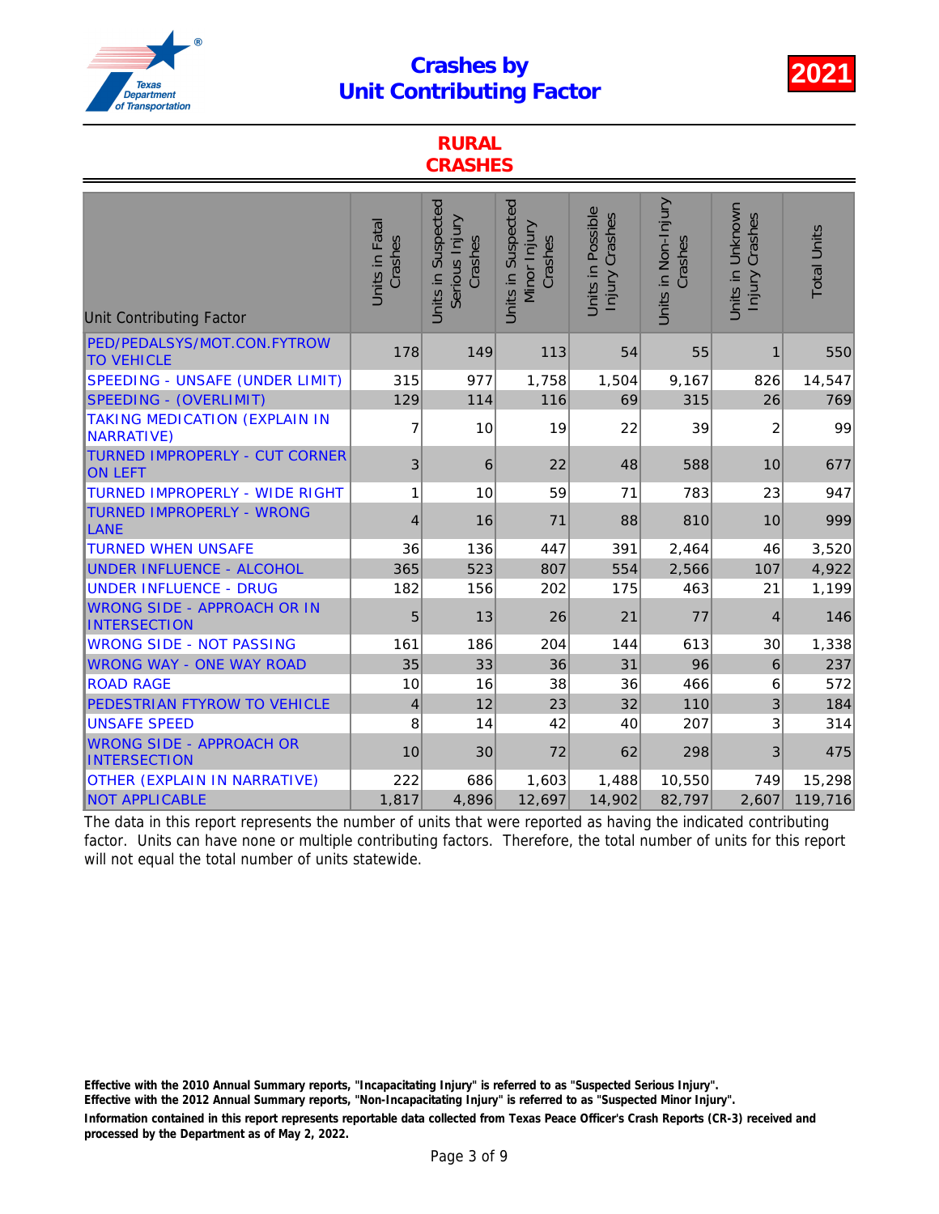# Crashes by Unit Contributing Factor

**2021**

## RURAL CRASHES

| Unit Contributing Factor | Units in Fatal Crashes | Units in Suspected Serious Injury Crashes | Units in Suspected Minor Injury Crashes | Units in Possible Injury Crashes | Units in Non-Injury Crashes | Units in Unknown Injury Crashes | Total Units |
|---|---|---|---|---|---|---|---|
| PED/PEDALSYS/MOT.CON.FYTROW TO VEHICLE | 178 | 149 | 113 | 54 | 55 | 1 | 550 |
| SPEEDING - UNSAFE (UNDER LIMIT) | 315 | 977 | 1,758 | 1,504 | 9,167 | 826 | 14,547 |
| SPEEDING - (OVERLIMIT) | 129 | 114 | 116 | 69 | 315 | 26 | 769 |
| TAKING MEDICATION (EXPLAIN IN NARRATIVE) | 7 | 10 | 19 | 22 | 39 | 2 | 99 |
| TURNED IMPROPERLY - CUT CORNER ON LEFT | 3 | 6 | 22 | 48 | 588 | 10 | 677 |
| TURNED IMPROPERLY - WIDE RIGHT | 1 | 10 | 59 | 71 | 783 | 23 | 947 |
| TURNED IMPROPERLY - WRONG LANE | 4 | 16 | 71 | 88 | 810 | 10 | 999 |
| TURNED WHEN UNSAFE | 36 | 136 | 447 | 391 | 2,464 | 46 | 3,520 |
| UNDER INFLUENCE - ALCOHOL | 365 | 523 | 807 | 554 | 2,566 | 107 | 4,922 |
| UNDER INFLUENCE - DRUG | 182 | 156 | 202 | 175 | 463 | 21 | 1,199 |
| WRONG SIDE - APPROACH OR IN INTERSECTION | 5 | 13 | 26 | 21 | 77 | 4 | 146 |
| WRONG SIDE - NOT PASSING | 161 | 186 | 204 | 144 | 613 | 30 | 1,338 |
| WRONG WAY - ONE WAY ROAD | 35 | 33 | 36 | 31 | 96 | 6 | 237 |
| ROAD RAGE | 10 | 16 | 38 | 36 | 466 | 6 | 572 |
| PEDESTRIAN FTYROW TO VEHICLE | 4 | 12 | 23 | 32 | 110 | 3 | 184 |
| UNSAFE SPEED | 8 | 14 | 42 | 40 | 207 | 3 | 314 |
| WRONG SIDE - APPROACH OR INTERSECTION | 10 | 30 | 72 | 62 | 298 | 3 | 475 |
| OTHER (EXPLAIN IN NARRATIVE) | 222 | 686 | 1,603 | 1,488 | 10,550 | 749 | 15,298 |
| NOT APPLICABLE | 1,817 | 4,896 | 12,697 | 14,902 | 82,797 | 2,607 | 119,716 |

The data in this report represents the number of units that were reported as having the indicated contributing factor. Units can have none or multiple contributing factors. Therefore, the total number of units for this report will not equal the total number of units statewide.

**Effective with the 2010 Annual Summary reports, "Incapacitating Injury" is referred to as "Suspected Serious Injury".**
**Effective with the 2012 Annual Summary reports, "Non-Incapacitating Injury" is referred to as "Suspected Minor Injury".**
**Information contained in this report represents reportable data collected from Texas Peace Officer's Crash Reports (CR-3) received and processed by the Department as of May 2, 2022.**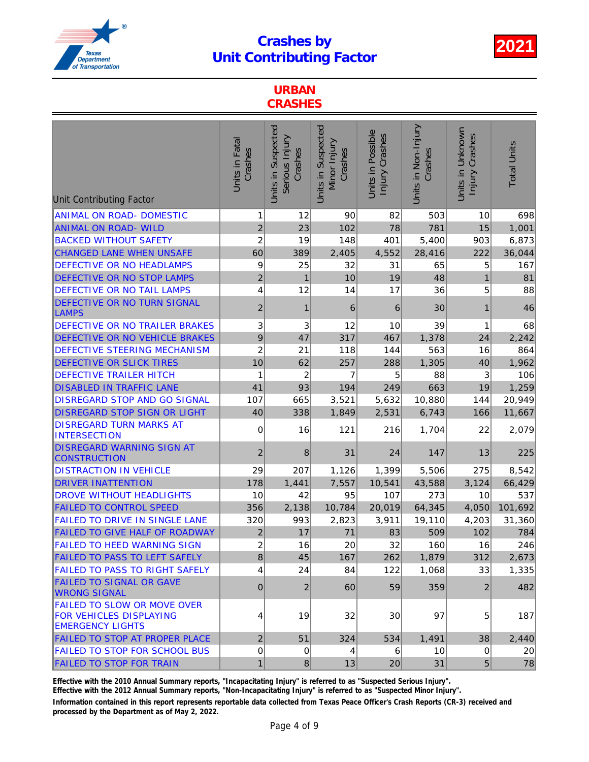# Crashes by Unit Contributing Factor

**2021**

## URBAN CRASHES

| Unit Contributing Factor | Units in Fatal Crashes | Units in Suspected Serious Injury Crashes | Units in Suspected Minor Injury Crashes | Units in Possible Injury Crashes | Units in Non-Injury Crashes | Units in Unknown Injury Crashes | Total Units |
|---|---|---|---|---|---|---|---|
| ANIMAL ON ROAD- DOMESTIC | 1 | 12 | 90 | 82 | 503 | 10 | 698 |
| ANIMAL ON ROAD- WILD | 2 | 23 | 102 | 78 | 781 | 15 | 1,001 |
| BACKED WITHOUT SAFETY | 2 | 19 | 148 | 401 | 5,400 | 903 | 6,873 |
| CHANGED LANE WHEN UNSAFE | 60 | 389 | 2,405 | 4,552 | 28,416 | 222 | 36,044 |
| DEFECTIVE OR NO HEADLAMPS | 9 | 25 | 32 | 31 | 65 | 5 | 167 |
| DEFECTIVE OR NO STOP LAMPS | 2 | 1 | 10 | 19 | 48 | 1 | 81 |
| DEFECTIVE OR NO TAIL LAMPS | 4 | 12 | 14 | 17 | 36 | 5 | 88 |
| DEFECTIVE OR NO TURN SIGNAL LAMPS | 2 | 1 | 6 | 6 | 30 | 1 | 46 |
| DEFECTIVE OR NO TRAILER BRAKES | 3 | 3 | 12 | 10 | 39 | 1 | 68 |
| DEFECTIVE OR NO VEHICLE BRAKES | 9 | 47 | 317 | 467 | 1,378 | 24 | 2,242 |
| DEFECTIVE STEERING MECHANISM | 2 | 21 | 118 | 144 | 563 | 16 | 864 |
| DEFECTIVE OR SLICK TIRES | 10 | 62 | 257 | 288 | 1,305 | 40 | 1,962 |
| DEFECTIVE TRAILER HITCH | 1 | 2 | 7 | 5 | 88 | 3 | 106 |
| DISABLED IN TRAFFIC LANE | 41 | 93 | 194 | 249 | 663 | 19 | 1,259 |
| DISREGARD STOP AND GO SIGNAL | 107 | 665 | 3,521 | 5,632 | 10,880 | 144 | 20,949 |
| DISREGARD STOP SIGN OR LIGHT | 40 | 338 | 1,849 | 2,531 | 6,743 | 166 | 11,667 |
| DISREGARD TURN MARKS AT INTERSECTION | 0 | 16 | 121 | 216 | 1,704 | 22 | 2,079 |
| DISREGARD WARNING SIGN AT CONSTRUCTION | 2 | 8 | 31 | 24 | 147 | 13 | 225 |
| DISTRACTION IN VEHICLE | 29 | 207 | 1,126 | 1,399 | 5,506 | 275 | 8,542 |
| DRIVER INATTENTION | 178 | 1,441 | 7,557 | 10,541 | 43,588 | 3,124 | 66,429 |
| DROVE WITHOUT HEADLIGHTS | 10 | 42 | 95 | 107 | 273 | 10 | 537 |
| FAILED TO CONTROL SPEED | 356 | 2,138 | 10,784 | 20,019 | 64,345 | 4,050 | 101,692 |
| FAILED TO DRIVE IN SINGLE LANE | 320 | 993 | 2,823 | 3,911 | 19,110 | 4,203 | 31,360 |
| FAILED TO GIVE HALF OF ROADWAY | 2 | 17 | 71 | 83 | 509 | 102 | 784 |
| FAILED TO HEED WARNING SIGN | 2 | 16 | 20 | 32 | 160 | 16 | 246 |
| FAILED TO PASS TO LEFT SAFELY | 8 | 45 | 167 | 262 | 1,879 | 312 | 2,673 |
| FAILED TO PASS TO RIGHT SAFELY | 4 | 24 | 84 | 122 | 1,068 | 33 | 1,335 |
| FAILED TO SIGNAL OR GAVE WRONG SIGNAL | 0 | 2 | 60 | 59 | 359 | 2 | 482 |
| FAILED TO SLOW OR MOVE OVER FOR VEHICLES DISPLAYING EMERGENCY LIGHTS | 4 | 19 | 32 | 30 | 97 | 5 | 187 |
| FAILED TO STOP AT PROPER PLACE | 2 | 51 | 324 | 534 | 1,491 | 38 | 2,440 |
| FAILED TO STOP FOR SCHOOL BUS | 0 | 0 | 4 | 6 | 10 | 0 | 20 |
| FAILED TO STOP FOR TRAIN | 1 | 8 | 13 | 20 | 31 | 5 | 78 |

**Effective with the 2010 Annual Summary reports, "Incapacitating Injury" is referred to as "Suspected Serious Injury".**

**Effective with the 2012 Annual Summary reports, "Non-Incapacitating Injury" is referred to as "Suspected Minor Injury".**

**Information contained in this report represents reportable data collected from Texas Peace Officer's Crash Reports (CR-3) received and processed by the Department as of May 2, 2022.**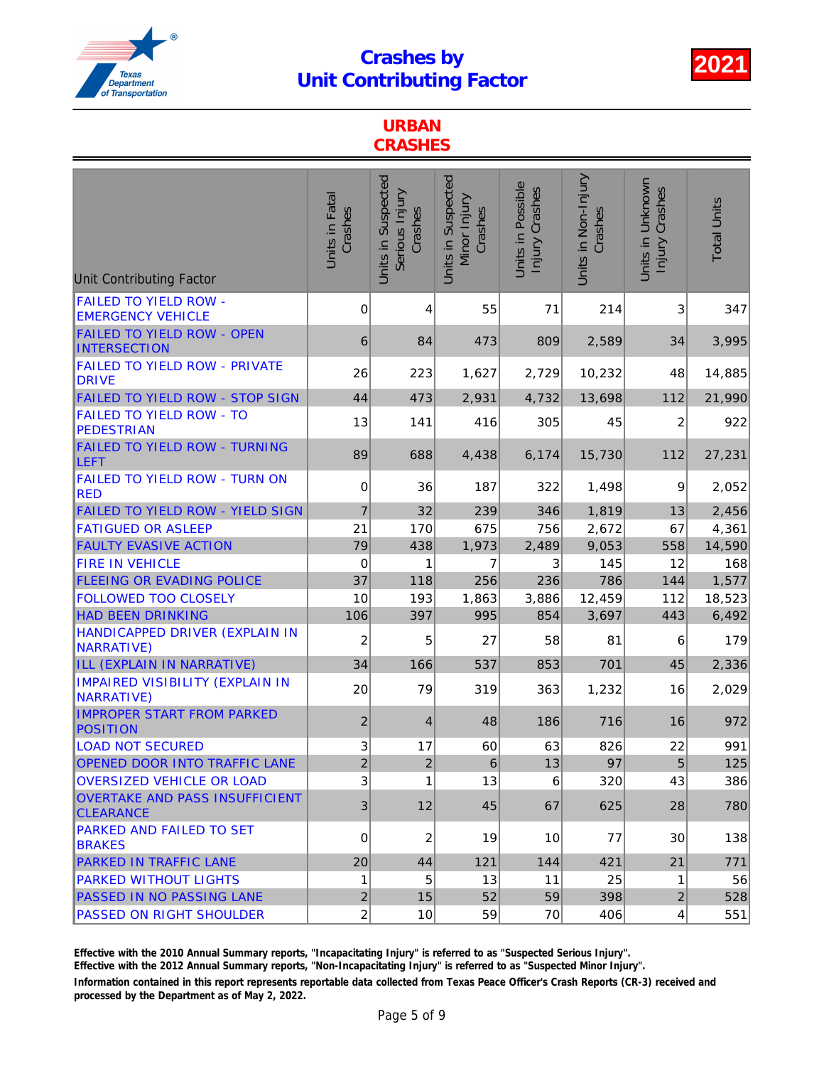# Crashes by Unit Contributing Factor

**2021**

## URBAN CRASHES

| Unit Contributing Factor | Units in Fatal Crashes | Units in Suspected Serious Injury Crashes | Units in Suspected Minor Injury Crashes | Units in Possible Injury Crashes | Units in Non-Injury Crashes | Units in Unknown Injury Crashes | Total Units |
|---|---|---|---|---|---|---|---|
| FAILED TO YIELD ROW - EMERGENCY VEHICLE | 0 | 4 | 55 | 71 | 214 | 3 | 347 |
| FAILED TO YIELD ROW - OPEN INTERSECTION | 6 | 84 | 473 | 809 | 2,589 | 34 | 3,995 |
| FAILED TO YIELD ROW - PRIVATE DRIVE | 26 | 223 | 1,627 | 2,729 | 10,232 | 48 | 14,885 |
| FAILED TO YIELD ROW - STOP SIGN | 44 | 473 | 2,931 | 4,732 | 13,698 | 112 | 21,990 |
| FAILED TO YIELD ROW - TO PEDESTRIAN | 13 | 141 | 416 | 305 | 45 | 2 | 922 |
| FAILED TO YIELD ROW - TURNING LEFT | 89 | 688 | 4,438 | 6,174 | 15,730 | 112 | 27,231 |
| FAILED TO YIELD ROW - TURN ON RED | 0 | 36 | 187 | 322 | 1,498 | 9 | 2,052 |
| FAILED TO YIELD ROW - YIELD SIGN | 7 | 32 | 239 | 346 | 1,819 | 13 | 2,456 |
| FATIGUED OR ASLEEP | 21 | 170 | 675 | 756 | 2,672 | 67 | 4,361 |
| FAULTY EVASIVE ACTION | 79 | 438 | 1,973 | 2,489 | 9,053 | 558 | 14,590 |
| FIRE IN VEHICLE | 0 | 1 | 7 | 3 | 145 | 12 | 168 |
| FLEEING OR EVADING POLICE | 37 | 118 | 256 | 236 | 786 | 144 | 1,577 |
| FOLLOWED TOO CLOSELY | 10 | 193 | 1,863 | 3,886 | 12,459 | 112 | 18,523 |
| HAD BEEN DRINKING | 106 | 397 | 995 | 854 | 3,697 | 443 | 6,492 |
| HANDICAPPED DRIVER (EXPLAIN IN NARRATIVE) | 2 | 5 | 27 | 58 | 81 | 6 | 179 |
| ILL (EXPLAIN IN NARRATIVE) | 34 | 166 | 537 | 853 | 701 | 45 | 2,336 |
| IMPAIRED VISIBILITY (EXPLAIN IN NARRATIVE) | 20 | 79 | 319 | 363 | 1,232 | 16 | 2,029 |
| IMPROPER START FROM PARKED POSITION | 2 | 4 | 48 | 186 | 716 | 16 | 972 |
| LOAD NOT SECURED | 3 | 17 | 60 | 63 | 826 | 22 | 991 |
| OPENED DOOR INTO TRAFFIC LANE | 2 | 2 | 6 | 13 | 97 | 5 | 125 |
| OVERSIZED VEHICLE OR LOAD | 3 | 1 | 13 | 6 | 320 | 43 | 386 |
| OVERTAKE AND PASS INSUFFICIENT CLEARANCE | 3 | 12 | 45 | 67 | 625 | 28 | 780 |
| PARKED AND FAILED TO SET BRAKES | 0 | 2 | 19 | 10 | 77 | 30 | 138 |
| PARKED IN TRAFFIC LANE | 20 | 44 | 121 | 144 | 421 | 21 | 771 |
| PARKED WITHOUT LIGHTS | 1 | 5 | 13 | 11 | 25 | 1 | 56 |
| PASSED IN NO PASSING LANE | 2 | 15 | 52 | 59 | 398 | 2 | 528 |
| PASSED ON RIGHT SHOULDER | 2 | 10 | 59 | 70 | 406 | 4 | 551 |

**Effective with the 2010 Annual Summary reports, "Incapacitating Injury" is referred to as "Suspected Serious Injury".**
**Effective with the 2012 Annual Summary reports, "Non-Incapacitating Injury" is referred to as "Suspected Minor Injury".**
**Information contained in this report represents reportable data collected from Texas Peace Officer's Crash Reports (CR-3) received and processed by the Department as of May 2, 2022.**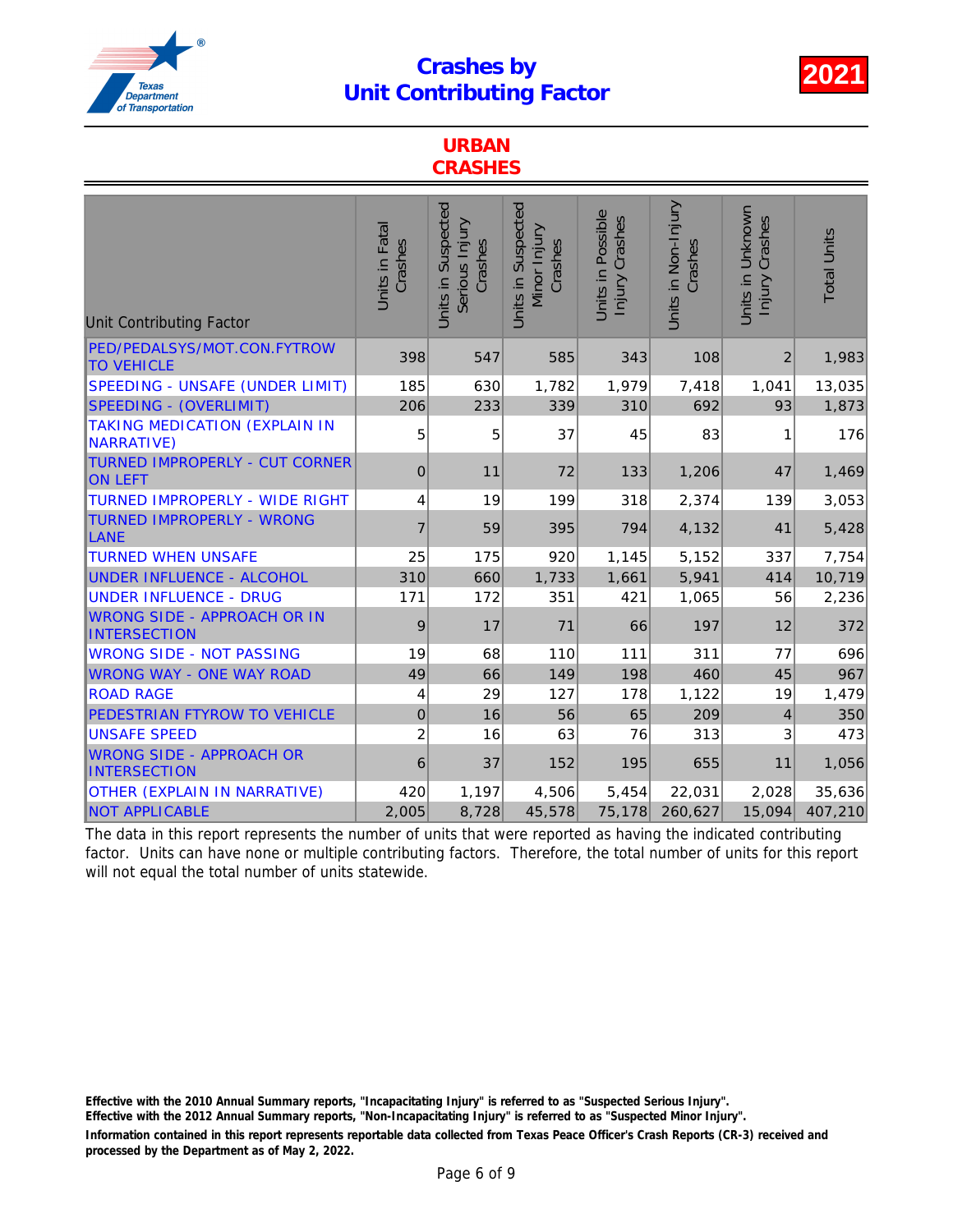# Crashes by Unit Contributing Factor

## 2021

## URBAN CRASHES

| Unit Contributing Factor | Units in Fatal Crashes | Units in Suspected Serious Injury Crashes | Units in Suspected Minor Injury Crashes | Units in Possible Injury Crashes | Units in Non-Injury Crashes | Units in Unknown Injury Crashes | Total Units |
|---|---|---|---|---|---|---|---|
| PED/PEDALSYS/MOT.CON.FYTROW TO VEHICLE | 398 | 547 | 585 | 343 | 108 | 2 | 1,983 |
| SPEEDING - UNSAFE (UNDER LIMIT) | 185 | 630 | 1,782 | 1,979 | 7,418 | 1,041 | 13,035 |
| SPEEDING - (OVERLIMIT) | 206 | 233 | 339 | 310 | 692 | 93 | 1,873 |
| TAKING MEDICATION (EXPLAIN IN NARRATIVE) | 5 | 5 | 37 | 45 | 83 | 1 | 176 |
| TURNED IMPROPERLY - CUT CORNER ON LEFT | 0 | 11 | 72 | 133 | 1,206 | 47 | 1,469 |
| TURNED IMPROPERLY - WIDE RIGHT | 4 | 19 | 199 | 318 | 2,374 | 139 | 3,053 |
| TURNED IMPROPERLY - WRONG LANE | 7 | 59 | 395 | 794 | 4,132 | 41 | 5,428 |
| TURNED WHEN UNSAFE | 25 | 175 | 920 | 1,145 | 5,152 | 337 | 7,754 |
| UNDER INFLUENCE - ALCOHOL | 310 | 660 | 1,733 | 1,661 | 5,941 | 414 | 10,719 |
| UNDER INFLUENCE - DRUG | 171 | 172 | 351 | 421 | 1,065 | 56 | 2,236 |
| WRONG SIDE - APPROACH OR IN INTERSECTION | 9 | 17 | 71 | 66 | 197 | 12 | 372 |
| WRONG SIDE - NOT PASSING | 19 | 68 | 110 | 111 | 311 | 77 | 696 |
| WRONG WAY - ONE WAY ROAD | 49 | 66 | 149 | 198 | 460 | 45 | 967 |
| ROAD RAGE | 4 | 29 | 127 | 178 | 1,122 | 19 | 1,479 |
| PEDESTRIAN FTYROW TO VEHICLE | 0 | 16 | 56 | 65 | 209 | 4 | 350 |
| UNSAFE SPEED | 2 | 16 | 63 | 76 | 313 | 3 | 473 |
| WRONG SIDE - APPROACH OR INTERSECTION | 6 | 37 | 152 | 195 | 655 | 11 | 1,056 |
| OTHER (EXPLAIN IN NARRATIVE) | 420 | 1,197 | 4,506 | 5,454 | 22,031 | 2,028 | 35,636 |
| NOT APPLICABLE | 2,005 | 8,728 | 45,578 | 75,178 | 260,627 | 15,094 | 407,210 |

The data in this report represents the number of units that were reported as having the indicated contributing factor. Units can have none or multiple contributing factors. Therefore, the total number of units for this report will not equal the total number of units statewide.

**Effective with the 2010 Annual Summary reports, "Incapacitating Injury" is referred to as "Suspected Serious Injury".**
**Effective with the 2012 Annual Summary reports, "Non-Incapacitating Injury" is referred to as "Suspected Minor Injury".**
**Information contained in this report represents reportable data collected from Texas Peace Officer's Crash Reports (CR-3) received and processed by the Department as of May 2, 2022.**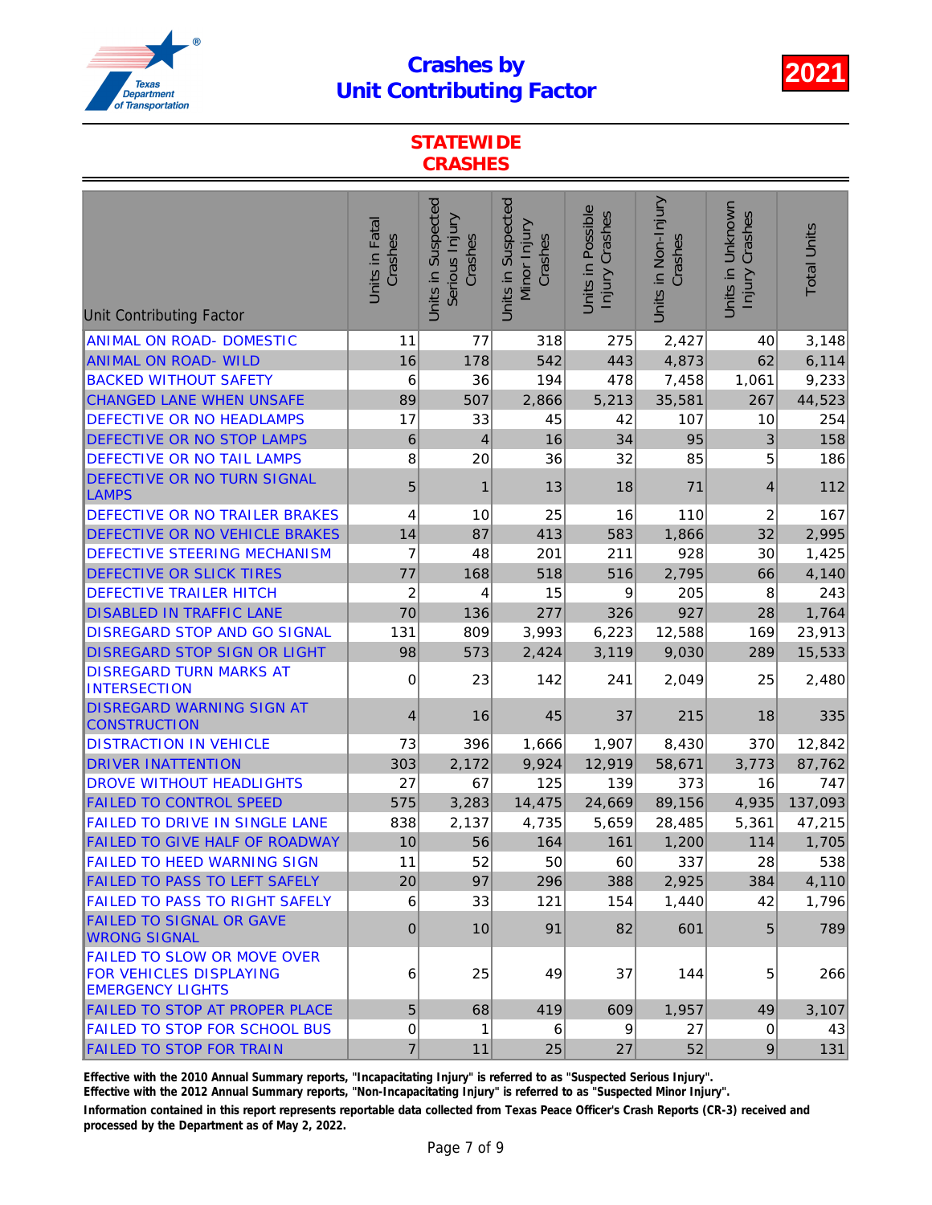# Crashes by Unit Contributing Factor

**2021**

## STATEWIDE CRASHES

| Unit Contributing Factor | Units in Fatal Crashes | Units in Suspected Serious Injury Crashes | Units in Suspected Minor Injury Crashes | Units in Possible Injury Crashes | Units in Non-Injury Crashes | Units in Unknown Injury Crashes | Total Units |
|---|---|---|---|---|---|---|---|
| ANIMAL ON ROAD- DOMESTIC | 11 | 77 | 318 | 275 | 2,427 | 40 | 3,148 |
| ANIMAL ON ROAD- WILD | 16 | 178 | 542 | 443 | 4,873 | 62 | 6,114 |
| BACKED WITHOUT SAFETY | 6 | 36 | 194 | 478 | 7,458 | 1,061 | 9,233 |
| CHANGED LANE WHEN UNSAFE | 89 | 507 | 2,866 | 5,213 | 35,581 | 267 | 44,523 |
| DEFECTIVE OR NO HEADLAMPS | 17 | 33 | 45 | 42 | 107 | 10 | 254 |
| DEFECTIVE OR NO STOP LAMPS | 6 | 4 | 16 | 34 | 95 | 3 | 158 |
| DEFECTIVE OR NO TAIL LAMPS | 8 | 20 | 36 | 32 | 85 | 5 | 186 |
| DEFECTIVE OR NO TURN SIGNAL LAMPS | 5 | 1 | 13 | 18 | 71 | 4 | 112 |
| DEFECTIVE OR NO TRAILER BRAKES | 4 | 10 | 25 | 16 | 110 | 2 | 167 |
| DEFECTIVE OR NO VEHICLE BRAKES | 14 | 87 | 413 | 583 | 1,866 | 32 | 2,995 |
| DEFECTIVE STEERING MECHANISM | 7 | 48 | 201 | 211 | 928 | 30 | 1,425 |
| DEFECTIVE OR SLICK TIRES | 77 | 168 | 518 | 516 | 2,795 | 66 | 4,140 |
| DEFECTIVE TRAILER HITCH | 2 | 4 | 15 | 9 | 205 | 8 | 243 |
| DISABLED IN TRAFFIC LANE | 70 | 136 | 277 | 326 | 927 | 28 | 1,764 |
| DISREGARD STOP AND GO SIGNAL | 131 | 809 | 3,993 | 6,223 | 12,588 | 169 | 23,913 |
| DISREGARD STOP SIGN OR LIGHT | 98 | 573 | 2,424 | 3,119 | 9,030 | 289 | 15,533 |
| DISREGARD TURN MARKS AT INTERSECTION | 0 | 23 | 142 | 241 | 2,049 | 25 | 2,480 |
| DISREGARD WARNING SIGN AT CONSTRUCTION | 4 | 16 | 45 | 37 | 215 | 18 | 335 |
| DISTRACTION IN VEHICLE | 73 | 396 | 1,666 | 1,907 | 8,430 | 370 | 12,842 |
| DRIVER INATTENTION | 303 | 2,172 | 9,924 | 12,919 | 58,671 | 3,773 | 87,762 |
| DROVE WITHOUT HEADLIGHTS | 27 | 67 | 125 | 139 | 373 | 16 | 747 |
| FAILED TO CONTROL SPEED | 575 | 3,283 | 14,475 | 24,669 | 89,156 | 4,935 | 137,093 |
| FAILED TO DRIVE IN SINGLE LANE | 838 | 2,137 | 4,735 | 5,659 | 28,485 | 5,361 | 47,215 |
| FAILED TO GIVE HALF OF ROADWAY | 10 | 56 | 164 | 161 | 1,200 | 114 | 1,705 |
| FAILED TO HEED WARNING SIGN | 11 | 52 | 50 | 60 | 337 | 28 | 538 |
| FAILED TO PASS TO LEFT SAFELY | 20 | 97 | 296 | 388 | 2,925 | 384 | 4,110 |
| FAILED TO PASS TO RIGHT SAFELY | 6 | 33 | 121 | 154 | 1,440 | 42 | 1,796 |
| FAILED TO SIGNAL OR GAVE WRONG SIGNAL | 0 | 10 | 91 | 82 | 601 | 5 | 789 |
| FAILED TO SLOW OR MOVE OVER FOR VEHICLES DISPLAYING EMERGENCY LIGHTS | 6 | 25 | 49 | 37 | 144 | 5 | 266 |
| FAILED TO STOP AT PROPER PLACE | 5 | 68 | 419 | 609 | 1,957 | 49 | 3,107 |
| FAILED TO STOP FOR SCHOOL BUS | 0 | 1 | 6 | 9 | 27 | 0 | 43 |
| FAILED TO STOP FOR TRAIN | 7 | 11 | 25 | 27 | 52 | 9 | 131 |

**Effective with the 2010 Annual Summary reports, "Incapacitating Injury" is referred to as "Suspected Serious Injury".**
**Effective with the 2012 Annual Summary reports, "Non-Incapacitating Injury" is referred to as "Suspected Minor Injury".**
**Information contained in this report represents reportable data collected from Texas Peace Officer's Crash Reports (CR-3) received and processed by the Department as of May 2, 2022.**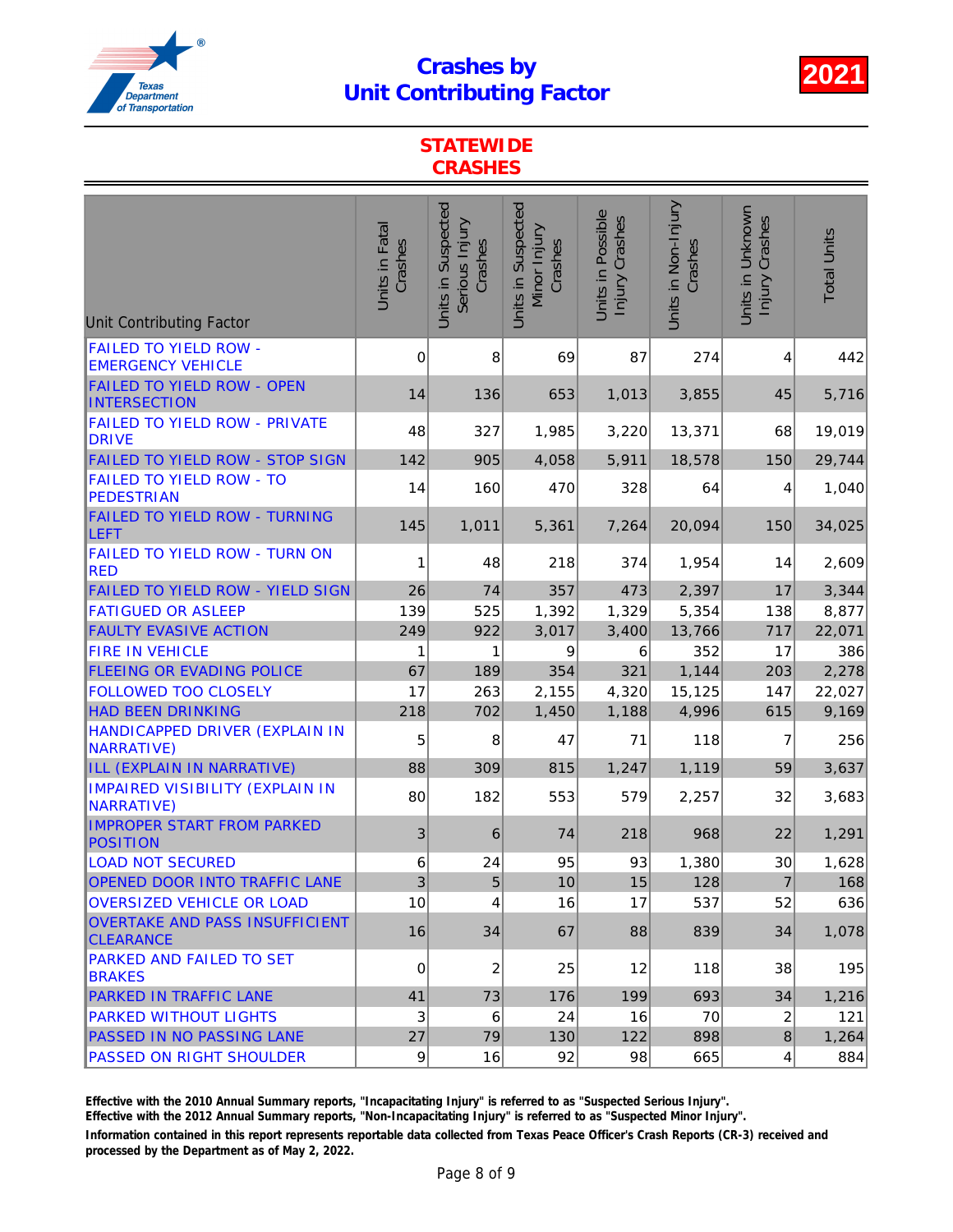# Crashes by Unit Contributing Factor

**2021**

## STATEWIDE CRASHES

| Unit Contributing Factor | Units in Fatal Crashes | Units in Suspected Serious Injury Crashes | Units in Suspected Minor Injury Crashes | Units in Possible Injury Crashes | Units in Non-Injury Crashes | Units in Unknown Injury Crashes | Total Units |
|---|---|---|---|---|---|---|---|
| FAILED TO YIELD ROW - EMERGENCY VEHICLE | 0 | 8 | 69 | 87 | 274 | 4 | 442 |
| FAILED TO YIELD ROW - OPEN INTERSECTION | 14 | 136 | 653 | 1,013 | 3,855 | 45 | 5,716 |
| FAILED TO YIELD ROW - PRIVATE DRIVE | 48 | 327 | 1,985 | 3,220 | 13,371 | 68 | 19,019 |
| FAILED TO YIELD ROW - STOP SIGN | 142 | 905 | 4,058 | 5,911 | 18,578 | 150 | 29,744 |
| FAILED TO YIELD ROW - TO PEDESTRIAN | 14 | 160 | 470 | 328 | 64 | 4 | 1,040 |
| FAILED TO YIELD ROW - TURNING LEFT | 145 | 1,011 | 5,361 | 7,264 | 20,094 | 150 | 34,025 |
| FAILED TO YIELD ROW - TURN ON RED | 1 | 48 | 218 | 374 | 1,954 | 14 | 2,609 |
| FAILED TO YIELD ROW - YIELD SIGN | 26 | 74 | 357 | 473 | 2,397 | 17 | 3,344 |
| FATIGUED OR ASLEEP | 139 | 525 | 1,392 | 1,329 | 5,354 | 138 | 8,877 |
| FAULTY EVASIVE ACTION | 249 | 922 | 3,017 | 3,400 | 13,766 | 717 | 22,071 |
| FIRE IN VEHICLE | 1 | 1 | 9 | 6 | 352 | 17 | 386 |
| FLEEING OR EVADING POLICE | 67 | 189 | 354 | 321 | 1,144 | 203 | 2,278 |
| FOLLOWED TOO CLOSELY | 17 | 263 | 2,155 | 4,320 | 15,125 | 147 | 22,027 |
| HAD BEEN DRINKING | 218 | 702 | 1,450 | 1,188 | 4,996 | 615 | 9,169 |
| HANDICAPPED DRIVER (EXPLAIN IN NARRATIVE) | 5 | 8 | 47 | 71 | 118 | 7 | 256 |
| ILL (EXPLAIN IN NARRATIVE) | 88 | 309 | 815 | 1,247 | 1,119 | 59 | 3,637 |
| IMPAIRED VISIBILITY (EXPLAIN IN NARRATIVE) | 80 | 182 | 553 | 579 | 2,257 | 32 | 3,683 |
| IMPROPER START FROM PARKED POSITION | 3 | 6 | 74 | 218 | 968 | 22 | 1,291 |
| LOAD NOT SECURED | 6 | 24 | 95 | 93 | 1,380 | 30 | 1,628 |
| OPENED DOOR INTO TRAFFIC LANE | 3 | 5 | 10 | 15 | 128 | 7 | 168 |
| OVERSIZED VEHICLE OR LOAD | 10 | 4 | 16 | 17 | 537 | 52 | 636 |
| OVERTAKE AND PASS INSUFFICIENT CLEARANCE | 16 | 34 | 67 | 88 | 839 | 34 | 1,078 |
| PARKED AND FAILED TO SET BRAKES | 0 | 2 | 25 | 12 | 118 | 38 | 195 |
| PARKED IN TRAFFIC LANE | 41 | 73 | 176 | 199 | 693 | 34 | 1,216 |
| PARKED WITHOUT LIGHTS | 3 | 6 | 24 | 16 | 70 | 2 | 121 |
| PASSED IN NO PASSING LANE | 27 | 79 | 130 | 122 | 898 | 8 | 1,264 |
| PASSED ON RIGHT SHOULDER | 9 | 16 | 92 | 98 | 665 | 4 | 884 |

**Effective with the 2010 Annual Summary reports, "Incapacitating Injury" is referred to as "Suspected Serious Injury".**

**Effective with the 2012 Annual Summary reports, "Non-Incapacitating Injury" is referred to as "Suspected Minor Injury".**

**Information contained in this report represents reportable data collected from Texas Peace Officer's Crash Reports (CR-3) received and processed by the Department as of May 2, 2022.**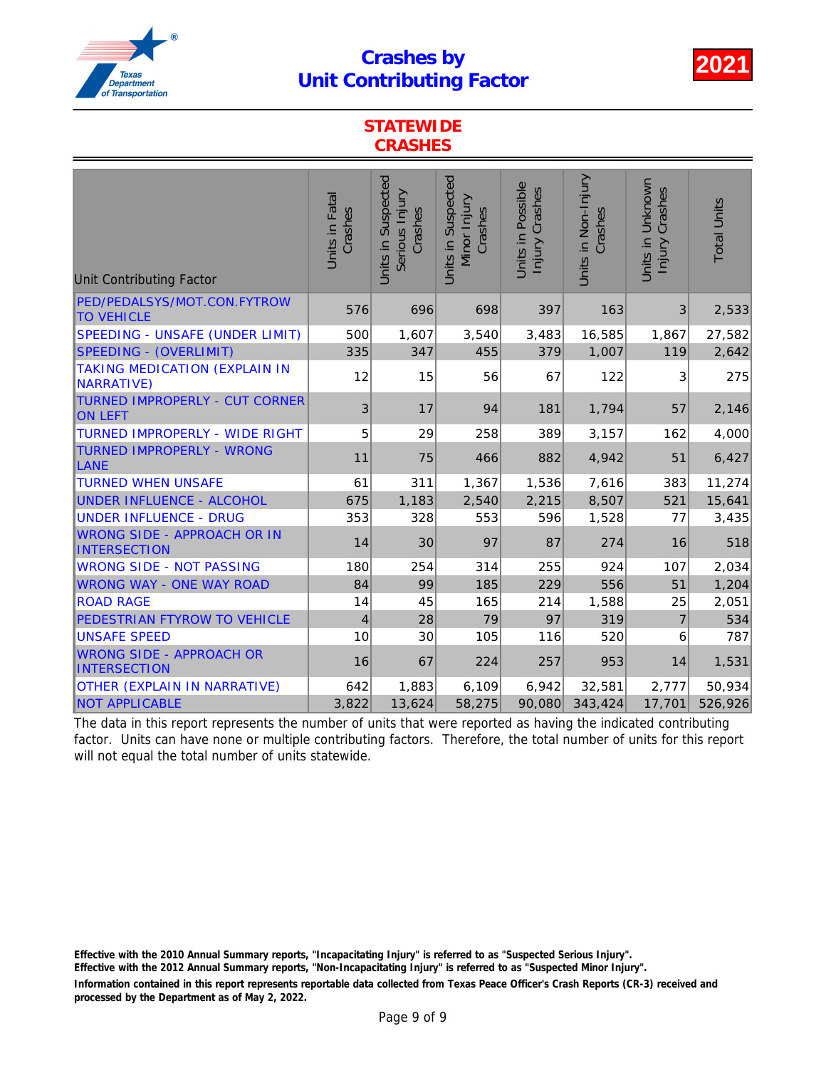# Crashes by Unit Contributing Factor

**2021**

## STATEWIDE CRASHES

| Unit Contributing Factor | Units in Fatal Crashes | Units in Suspected Serious Injury Crashes | Units in Suspected Minor Injury Crashes | Units in Possible Injury Crashes | Units in Non-Injury Crashes | Units in Unknown Injury Crashes | Total Units |
|---|---|---|---|---|---|---|---|
| PED/PEDALSYS/MOT.CON.FYTROW TO VEHICLE | 576 | 696 | 698 | 397 | 163 | 3 | 2,533 |
| SPEEDING - UNSAFE (UNDER LIMIT) | 500 | 1,607 | 3,540 | 3,483 | 16,585 | 1,867 | 27,582 |
| SPEEDING - (OVERLIMIT) | 335 | 347 | 455 | 379 | 1,007 | 119 | 2,642 |
| TAKING MEDICATION (EXPLAIN IN NARRATIVE) | 12 | 15 | 56 | 67 | 122 | 3 | 275 |
| TURNED IMPROPERLY - CUT CORNER ON LEFT | 3 | 17 | 94 | 181 | 1,794 | 57 | 2,146 |
| TURNED IMPROPERLY - WIDE RIGHT | 5 | 29 | 258 | 389 | 3,157 | 162 | 4,000 |
| TURNED IMPROPERLY - WRONG LANE | 11 | 75 | 466 | 882 | 4,942 | 51 | 6,427 |
| TURNED WHEN UNSAFE | 61 | 311 | 1,367 | 1,536 | 7,616 | 383 | 11,274 |
| UNDER INFLUENCE - ALCOHOL | 675 | 1,183 | 2,540 | 2,215 | 8,507 | 521 | 15,641 |
| UNDER INFLUENCE - DRUG | 353 | 328 | 553 | 596 | 1,528 | 77 | 3,435 |
| WRONG SIDE - APPROACH OR IN INTERSECTION | 14 | 30 | 97 | 87 | 274 | 16 | 518 |
| WRONG SIDE - NOT PASSING | 180 | 254 | 314 | 255 | 924 | 107 | 2,034 |
| WRONG WAY - ONE WAY ROAD | 84 | 99 | 185 | 229 | 556 | 51 | 1,204 |
| ROAD RAGE | 14 | 45 | 165 | 214 | 1,588 | 25 | 2,051 |
| PEDESTRIAN FTYROW TO VEHICLE | 4 | 28 | 79 | 97 | 319 | 7 | 534 |
| UNSAFE SPEED | 10 | 30 | 105 | 116 | 520 | 6 | 787 |
| WRONG SIDE - APPROACH OR INTERSECTION | 16 | 67 | 224 | 257 | 953 | 14 | 1,531 |
| OTHER (EXPLAIN IN NARRATIVE) | 642 | 1,883 | 6,109 | 6,942 | 32,581 | 2,777 | 50,934 |
| NOT APPLICABLE | 3,822 | 13,624 | 58,275 | 90,080 | 343,424 | 17,701 | 526,926 |

The data in this report represents the number of units that were reported as having the indicated contributing factor. Units can have none or multiple contributing factors. Therefore, the total number of units for this report will not equal the total number of units statewide.

**Effective with the 2010 Annual Summary reports, "Incapacitating Injury" is referred to as "Suspected Serious Injury".**
**Effective with the 2012 Annual Summary reports, "Non-Incapacitating Injury" is referred to as "Suspected Minor Injury".**
**Information contained in this report represents reportable data collected from Texas Peace Officer's Crash Reports (CR-3) received and processed by the Department as of May 2, 2022.**